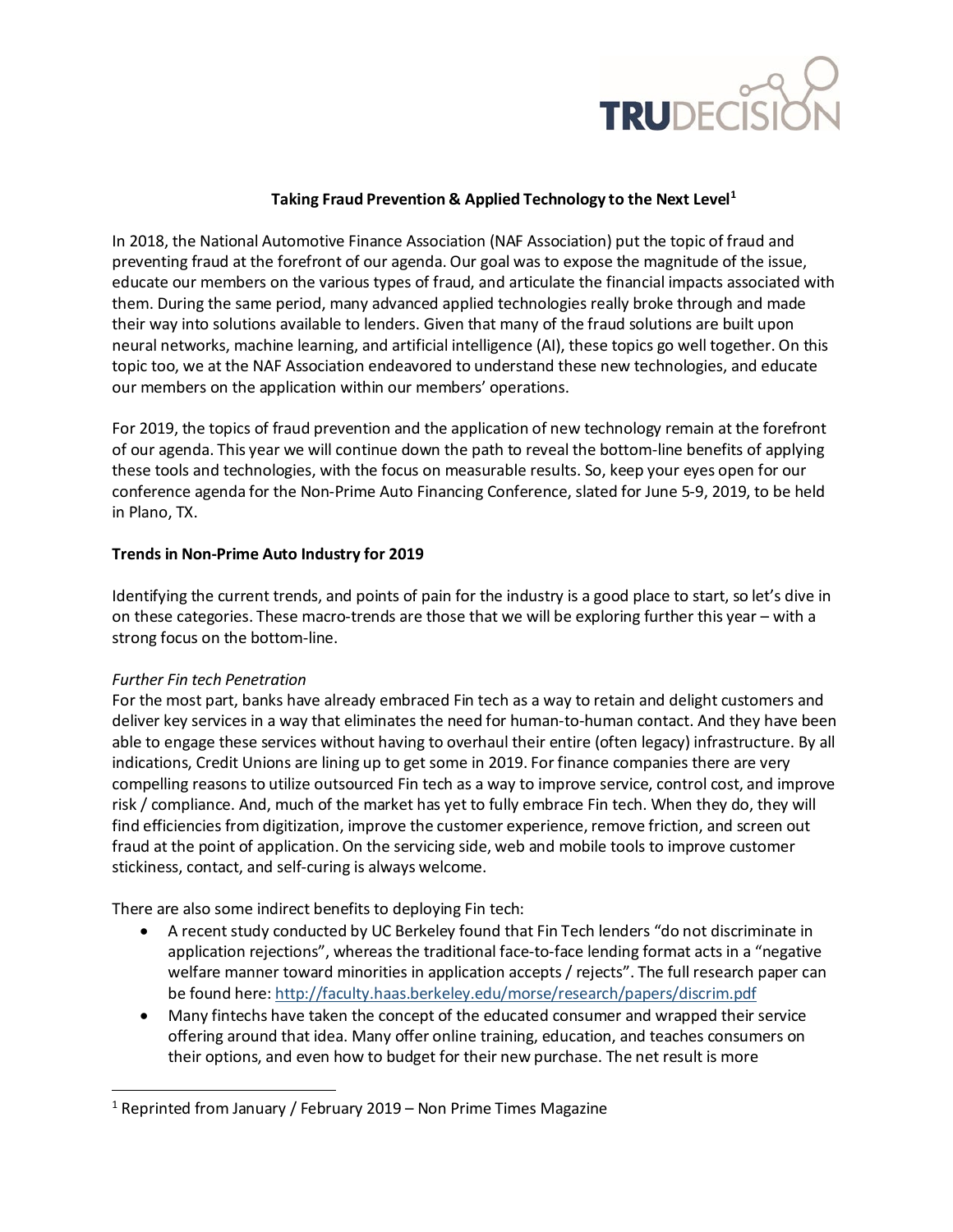# Taking Fraud Prevention & Applied Technology to the Next Level[1]

In 2018, the National Automotive Finance Association (NAF Association) put the topic of fraud and preventing fraud at the forefront of our agenda. Our goal was to expose the magnitude of the issue, educate our members on the various types of fraud, and articulate the financial impacts associated with them. During the same period, many advanced applied technologies really broke through and made their way into solutions available to lenders. Given that many of the fraud solutions are built upon neural networks, machine learning, and artificial intelligence (AI), these topics go well together. On this topic too, we at the NAF Association endeavored to understand these new technologies, and educate our members on the application within our members' operations.

For 2019, the topics of fraud prevention and the application of new technology remain at the forefront of our agenda. This year we will continue down the path to reveal the bottom-line benefits of applying these tools and technologies, with the focus on measurable results. So, keep your eyes open for our conference agenda for the Non-Prime Auto Financing Conference, slated for June 5-9, 2019, to be held in Plano, TX.

## Trends in Non-Prime Auto Industry for 2019

Identifying the current trends, and points of pain for the industry is a good place to start, so let's dive in on these categories. These macro-trends are those that we will be exploring further this year – with a strong focus on the bottom-line.

*Further Fin tech Penetration*

For the most part, banks have already embraced Fin tech as a way to retain and delight customers and deliver key services in a way that eliminates the need for human-to-human contact. And they have been able to engage these services without having to overhaul their entire (often legacy) infrastructure. By all indications, Credit Unions are lining up to get some in 2019. For finance companies there are very compelling reasons to utilize outsourced Fin tech as a way to improve service, control cost, and improve risk / compliance. And, much of the market has yet to fully embrace Fin tech. When they do, they will find efficiencies from digitization, improve the customer experience, remove friction, and screen out fraud at the point of application. On the servicing side, web and mobile tools to improve customer stickiness, contact, and self-curing is always welcome.

There are also some indirect benefits to deploying Fin tech:

- A recent study conducted by UC Berkeley found that Fin Tech lenders "do not discriminate in application rejections", whereas the traditional face-to-face lending format acts in a "negative welfare manner toward minorities in application accepts / rejects". The full research paper can be found here: http://faculty.haas.berkeley.edu/morse/research/papers/discrim.pdf
- Many fintechs have taken the concept of the educated consumer and wrapped their service offering around that idea. Many offer online training, education, and teaches consumers on their options, and even how to budget for their new purchase. The net result is more

[1] Reprinted from January / February 2019 – Non Prime Times Magazine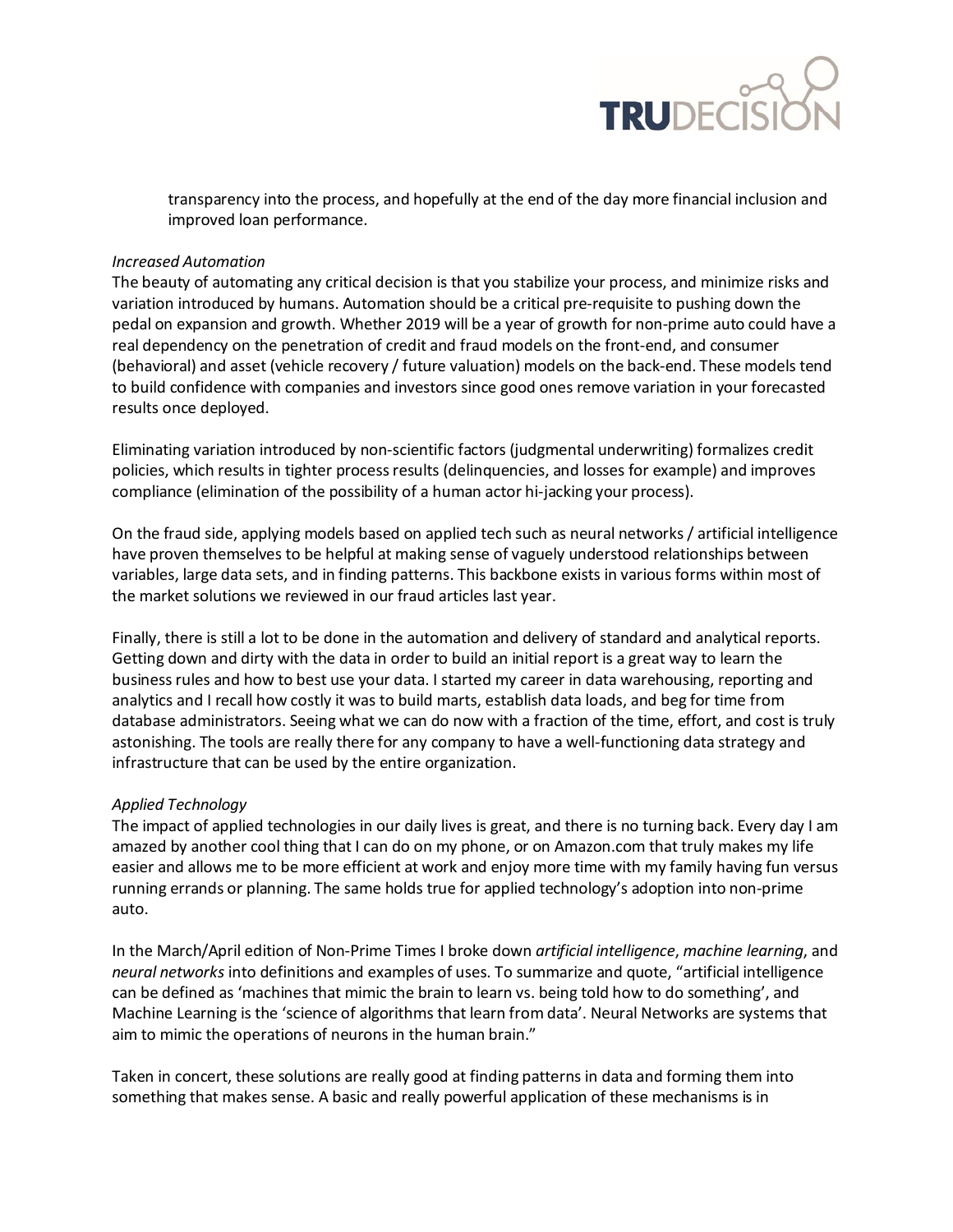transparency into the process, and hopefully at the end of the day more financial inclusion and improved loan performance.

*Increased Automation*

The beauty of automating any critical decision is that you stabilize your process, and minimize risks and variation introduced by humans. Automation should be a critical pre-requisite to pushing down the pedal on expansion and growth. Whether 2019 will be a year of growth for non-prime auto could have a real dependency on the penetration of credit and fraud models on the front-end, and consumer (behavioral) and asset (vehicle recovery / future valuation) models on the back-end. These models tend to build confidence with companies and investors since good ones remove variation in your forecasted results once deployed.

Eliminating variation introduced by non-scientific factors (judgmental underwriting) formalizes credit policies, which results in tighter process results (delinquencies, and losses for example) and improves compliance (elimination of the possibility of a human actor hi-jacking your process).

On the fraud side, applying models based on applied tech such as neural networks / artificial intelligence have proven themselves to be helpful at making sense of vaguely understood relationships between variables, large data sets, and in finding patterns. This backbone exists in various forms within most of the market solutions we reviewed in our fraud articles last year.

Finally, there is still a lot to be done in the automation and delivery of standard and analytical reports. Getting down and dirty with the data in order to build an initial report is a great way to learn the business rules and how to best use your data. I started my career in data warehousing, reporting and analytics and I recall how costly it was to build marts, establish data loads, and beg for time from database administrators. Seeing what we can do now with a fraction of the time, effort, and cost is truly astonishing. The tools are really there for any company to have a well-functioning data strategy and infrastructure that can be used by the entire organization.

*Applied Technology*

The impact of applied technologies in our daily lives is great, and there is no turning back. Every day I am amazed by another cool thing that I can do on my phone, or on Amazon.com that truly makes my life easier and allows me to be more efficient at work and enjoy more time with my family having fun versus running errands or planning. The same holds true for applied technology's adoption into non-prime auto.

In the March/April edition of Non-Prime Times I broke down *artificial intelligence*, *machine learning*, and *neural networks* into definitions and examples of uses. To summarize and quote, "artificial intelligence can be defined as 'machines that mimic the brain to learn vs. being told how to do something', and Machine Learning is the 'science of algorithms that learn from data'. Neural Networks are systems that aim to mimic the operations of neurons in the human brain."

Taken in concert, these solutions are really good at finding patterns in data and forming them into something that makes sense. A basic and really powerful application of these mechanisms is in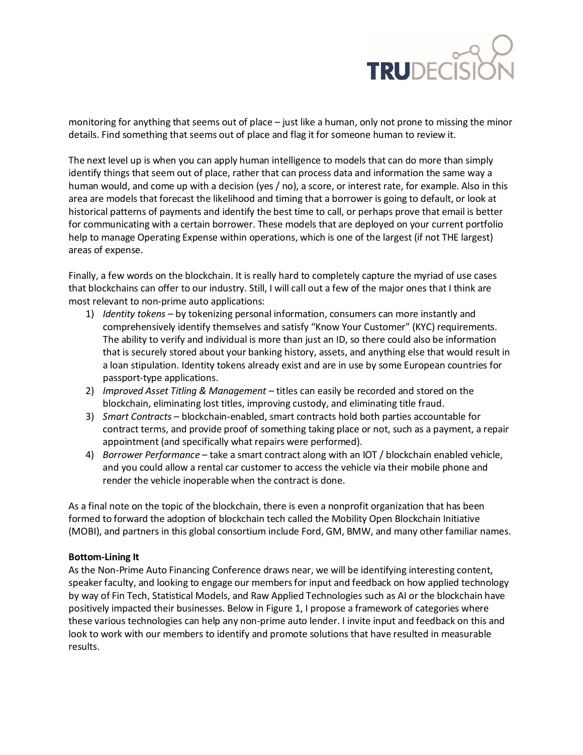monitoring for anything that seems out of place – just like a human, only not prone to missing the minor details. Find something that seems out of place and flag it for someone human to review it.

The next level up is when you can apply human intelligence to models that can do more than simply identify things that seem out of place, rather that can process data and information the same way a human would, and come up with a decision (yes / no), a score, or interest rate, for example. Also in this area are models that forecast the likelihood and timing that a borrower is going to default, or look at historical patterns of payments and identify the best time to call, or perhaps prove that email is better for communicating with a certain borrower. These models that are deployed on your current portfolio help to manage Operating Expense within operations, which is one of the largest (if not THE largest) areas of expense.

Finally, a few words on the blockchain. It is really hard to completely capture the myriad of use cases that blockchains can offer to our industry. Still, I will call out a few of the major ones that I think are most relevant to non-prime auto applications:

1) *Identity tokens* – by tokenizing personal information, consumers can more instantly and comprehensively identify themselves and satisfy "Know Your Customer" (KYC) requirements. The ability to verify and individual is more than just an ID, so there could also be information that is securely stored about your banking history, assets, and anything else that would result in a loan stipulation. Identity tokens already exist and are in use by some European countries for passport-type applications.
2) *Improved Asset Titling & Management* – titles can easily be recorded and stored on the blockchain, eliminating lost titles, improving custody, and eliminating title fraud.
3) *Smart Contracts* – blockchain-enabled, smart contracts hold both parties accountable for contract terms, and provide proof of something taking place or not, such as a payment, a repair appointment (and specifically what repairs were performed).
4) *Borrower Performance* – take a smart contract along with an IOT / blockchain enabled vehicle, and you could allow a rental car customer to access the vehicle via their mobile phone and render the vehicle inoperable when the contract is done.

As a final note on the topic of the blockchain, there is even a nonprofit organization that has been formed to forward the adoption of blockchain tech called the Mobility Open Blockchain Initiative (MOBI), and partners in this global consortium include Ford, GM, BMW, and many other familiar names.

**Bottom-Lining It**

As the Non-Prime Auto Financing Conference draws near, we will be identifying interesting content, speaker faculty, and looking to engage our members for input and feedback on how applied technology by way of Fin Tech, Statistical Models, and Raw Applied Technologies such as AI or the blockchain have positively impacted their businesses. Below in Figure 1, I propose a framework of categories where these various technologies can help any non-prime auto lender. I invite input and feedback on this and look to work with our members to identify and promote solutions that have resulted in measurable results.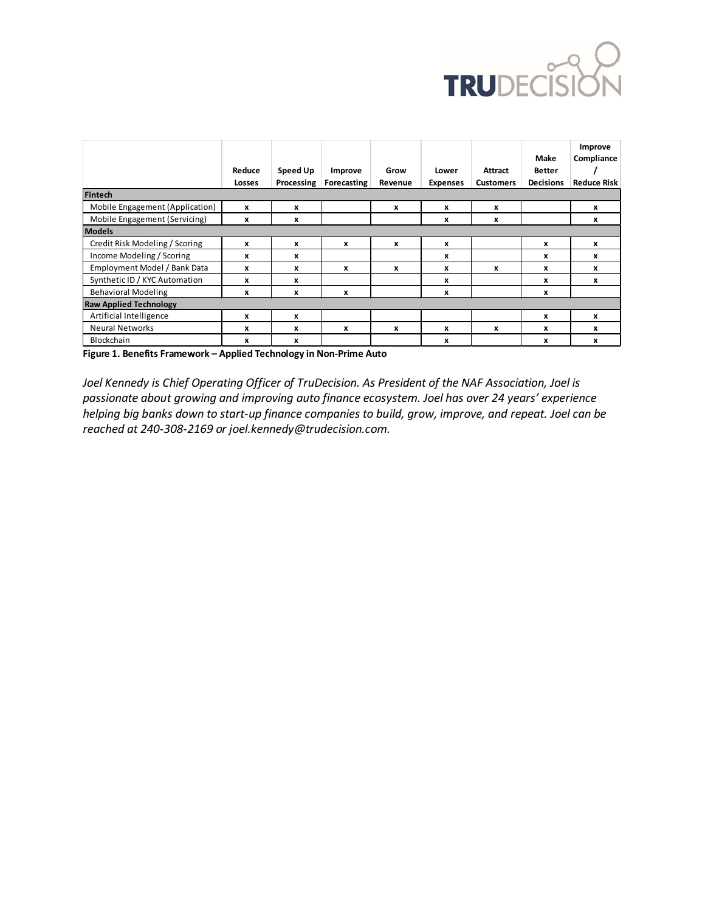| | Reduce Losses | Speed Up Processing | Improve Forecasting | Grow Revenue | Lower Expenses | Attract Customers | Make Better Decisions | Improve Compliance / Reduce Risk |
|---|---|---|---|---|---|---|---|---|
| **Fintech** | | | | | | | | |
| Mobile Engagement (Application) | x | x | | x | x | x | | x |
| Mobile Engagement (Servicing) | x | x | | | x | x | | x |
| **Models** | | | | | | | | |
| Credit Risk Modeling / Scoring | x | x | x | x | x | | x | x |
| Income Modeling / Scoring | x | x | | | x | | x | x |
| Employment Model / Bank Data | x | x | x | x | x | x | x | x |
| Synthetic ID / KYC Automation | x | x | | | x | | x | x |
| Behavioral Modeling | x | x | x | | x | | x | |
| **Raw Applied Technology** | | | | | | | | |
| Artificial Intelligence | x | x | | | | | x | x |
| Neural Networks | x | x | x | x | x | x | x | x |
| Blockchain | x | x | | | x | | x | x |

**Figure 1. Benefits Framework – Applied Technology in Non-Prime Auto**

*Joel Kennedy is Chief Operating Officer of TruDecision. As President of the NAF Association, Joel is passionate about growing and improving auto finance ecosystem. Joel has over 24 years' experience helping big banks down to start-up finance companies to build, grow, improve, and repeat. Joel can be reached at 240-308-2169 or joel.kennedy@trudecision.com.*